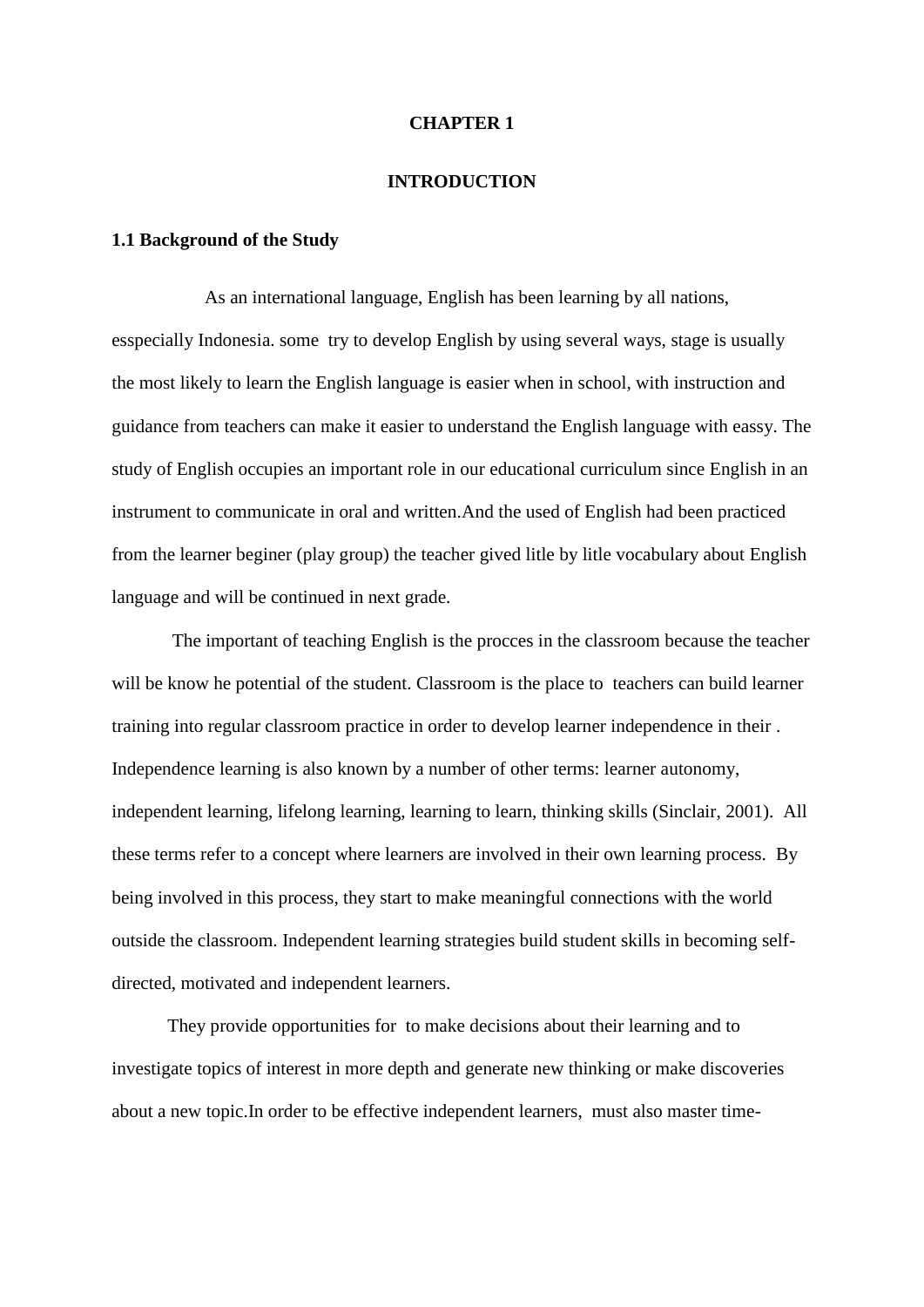# CHAPTER 1

# INTRODUCTION

## 1.1 Background of the Study

As an international language, English has been learning by all nations, esspecially Indonesia. some try to develop English by using several ways, stage is usually the most likely to learn the English language is easier when in school, with instruction and guidance from teachers can make it easier to understand the English language with eassy. The study of English occupies an important role in our educational curriculum since English in an instrument to communicate in oral and written.And the used of English had been practiced from the learner beginer (play group) the teacher gived litle by litle vocabulary about English language and will be continued in next grade.

The important of teaching English is the procces in the classroom because the teacher will be know he potential of the student. Classroom is the place to teachers can build learner training into regular classroom practice in order to develop learner independence in their . Independence learning is also known by a number of other terms: learner autonomy, independent learning, lifelong learning, learning to learn, thinking skills (Sinclair, 2001). All these terms refer to a concept where learners are involved in their own learning process. By being involved in this process, they start to make meaningful connections with the world outside the classroom. Independent learning strategies build student skills in becoming self-directed, motivated and independent learners.

They provide opportunities for to make decisions about their learning and to investigate topics of interest in more depth and generate new thinking or make discoveries about a new topic.In order to be effective independent learners, must also master time-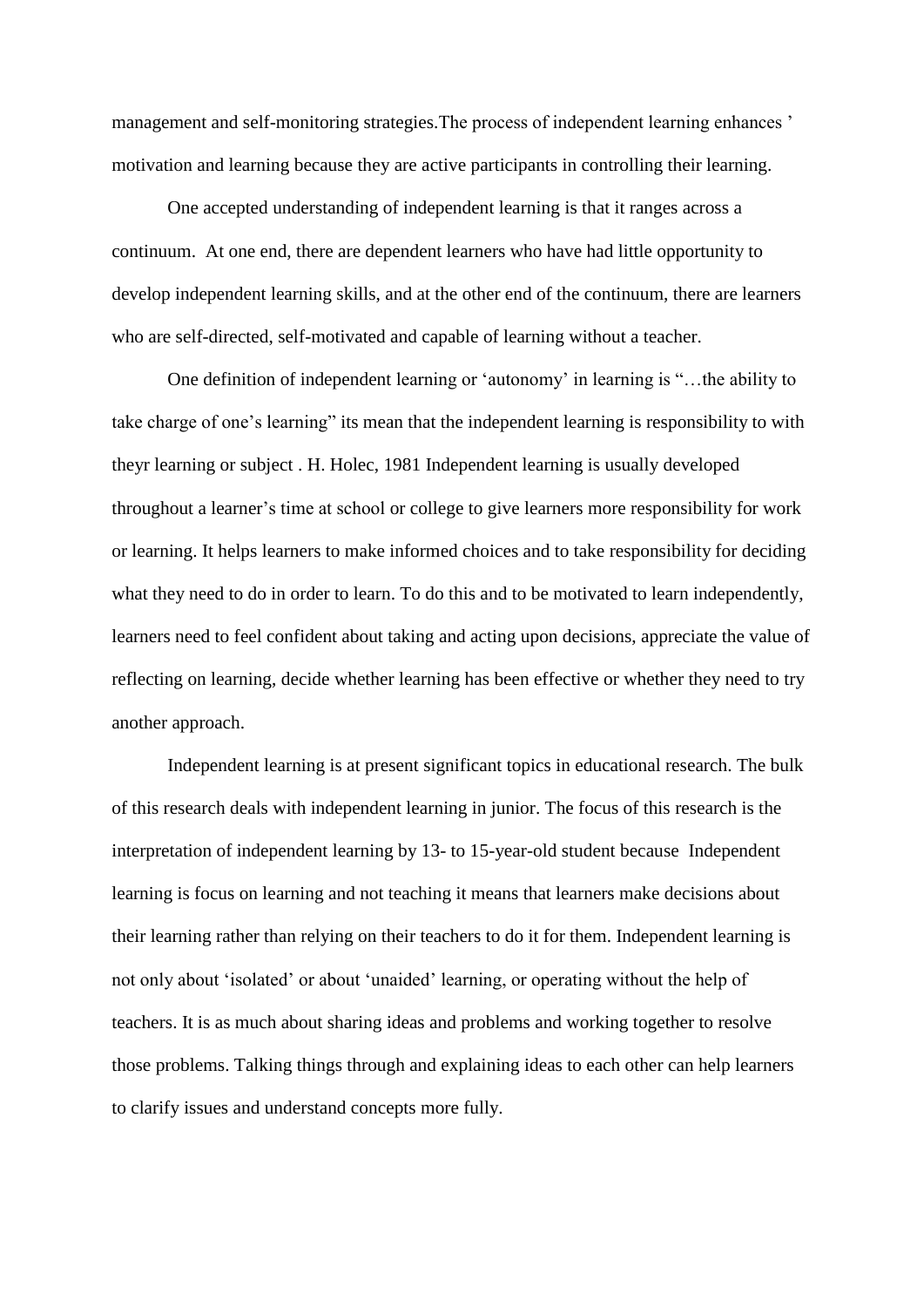management and self-monitoring strategies.The process of independent learning enhances ' motivation and learning because they are active participants in controlling their learning.

One accepted understanding of independent learning is that it ranges across a continuum. At one end, there are dependent learners who have had little opportunity to develop independent learning skills, and at the other end of the continuum, there are learners who are self-directed, self-motivated and capable of learning without a teacher.

One definition of independent learning or 'autonomy' in learning is "…the ability to take charge of one's learning" its mean that the independent learning is responsibility to with theyr learning or subject . H. Holec, 1981 Independent learning is usually developed throughout a learner's time at school or college to give learners more responsibility for work or learning. It helps learners to make informed choices and to take responsibility for deciding what they need to do in order to learn. To do this and to be motivated to learn independently, learners need to feel confident about taking and acting upon decisions, appreciate the value of reflecting on learning, decide whether learning has been effective or whether they need to try another approach.

Independent learning is at present significant topics in educational research. The bulk of this research deals with independent learning in junior. The focus of this research is the interpretation of independent learning by 13- to 15-year-old student because Independent learning is focus on learning and not teaching it means that learners make decisions about their learning rather than relying on their teachers to do it for them. Independent learning is not only about 'isolated' or about 'unaided' learning, or operating without the help of teachers. It is as much about sharing ideas and problems and working together to resolve those problems. Talking things through and explaining ideas to each other can help learners to clarify issues and understand concepts more fully.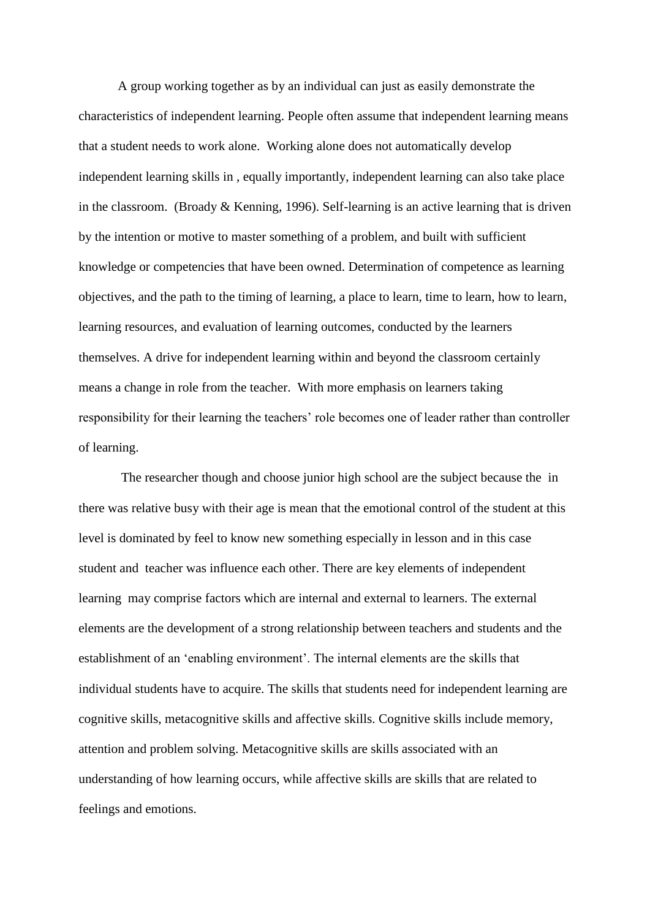A group working together as by an individual can just as easily demonstrate the characteristics of independent learning. People often assume that independent learning means that a student needs to work alone. Working alone does not automatically develop independent learning skills in , equally importantly, independent learning can also take place in the classroom. (Broady & Kenning, 1996). Self-learning is an active learning that is driven by the intention or motive to master something of a problem, and built with sufficient knowledge or competencies that have been owned. Determination of competence as learning objectives, and the path to the timing of learning, a place to learn, time to learn, how to learn, learning resources, and evaluation of learning outcomes, conducted by the learners themselves. A drive for independent learning within and beyond the classroom certainly means a change in role from the teacher. With more emphasis on learners taking responsibility for their learning the teachers' role becomes one of leader rather than controller of learning.

The researcher though and choose junior high school are the subject because the in there was relative busy with their age is mean that the emotional control of the student at this level is dominated by feel to know new something especially in lesson and in this case student and teacher was influence each other. There are key elements of independent learning may comprise factors which are internal and external to learners. The external elements are the development of a strong relationship between teachers and students and the establishment of an 'enabling environment'. The internal elements are the skills that individual students have to acquire. The skills that students need for independent learning are cognitive skills, metacognitive skills and affective skills. Cognitive skills include memory, attention and problem solving. Metacognitive skills are skills associated with an understanding of how learning occurs, while affective skills are skills that are related to feelings and emotions.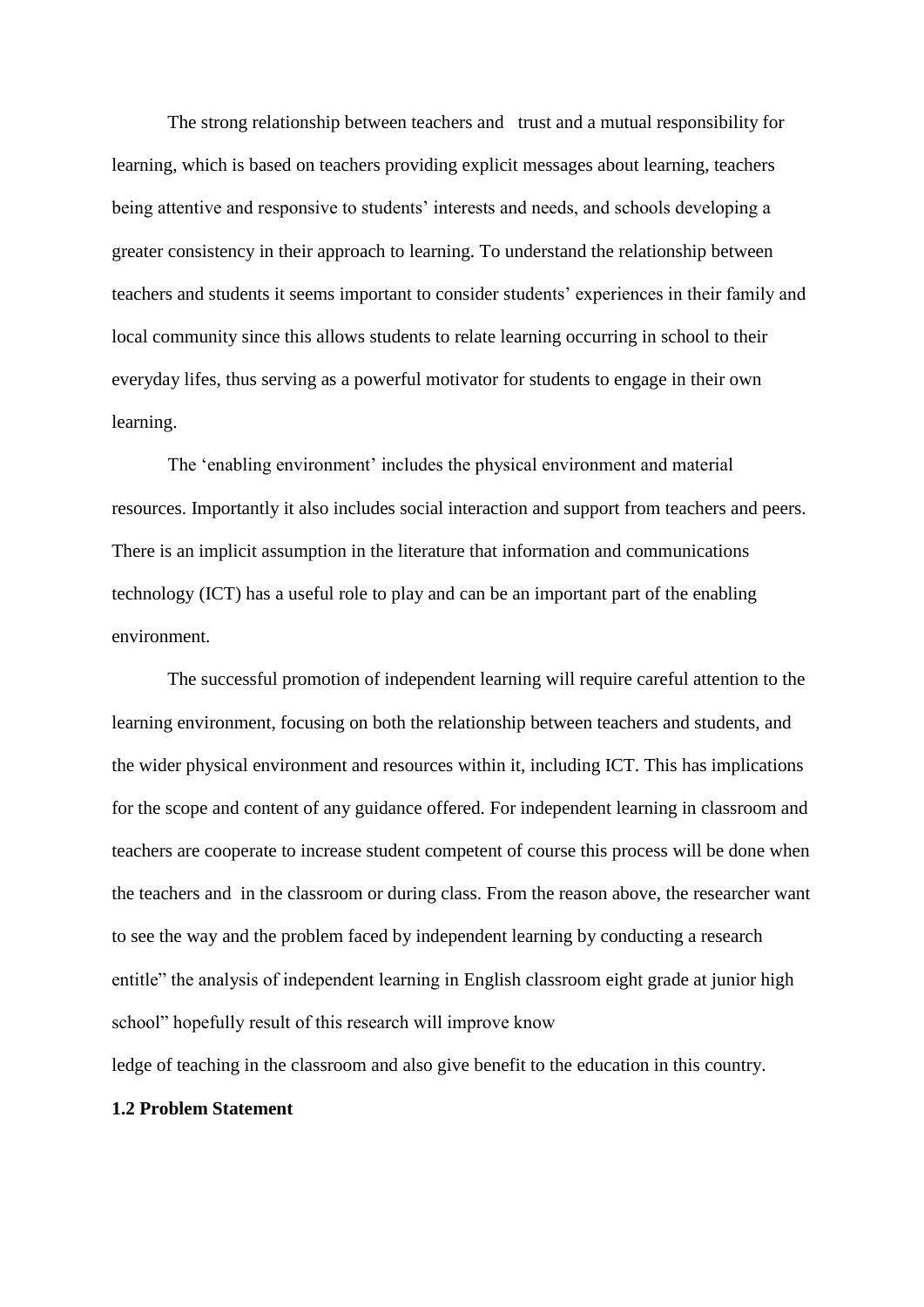The strong relationship between teachers and  trust and a mutual responsibility for learning, which is based on teachers providing explicit messages about learning, teachers being attentive and responsive to students' interests and needs, and schools developing a greater consistency in their approach to learning. To understand the relationship between teachers and students it seems important to consider students' experiences in their family and local community since this allows students to relate learning occurring in school to their everyday lifes, thus serving as a powerful motivator for students to engage in their own learning.

The 'enabling environment' includes the physical environment and material resources. Importantly it also includes social interaction and support from teachers and peers. There is an implicit assumption in the literature that information and communications technology (ICT) has a useful role to play and can be an important part of the enabling environment.

The successful promotion of independent learning will require careful attention to the learning environment, focusing on both the relationship between teachers and students, and the wider physical environment and resources within it, including ICT. This has implications for the scope and content of any guidance offered. For independent learning in classroom and teachers are cooperate to increase student competent of course this process will be done when the teachers and  in the classroom or during class. From the reason above, the researcher want to see the way and the problem faced by independent learning by conducting a research entitle" the analysis of independent learning in English classroom eight grade at junior high school" hopefully result of this research will improve know

ledge of teaching in the classroom and also give benefit to the education in this country.

**1.2 Problem Statement**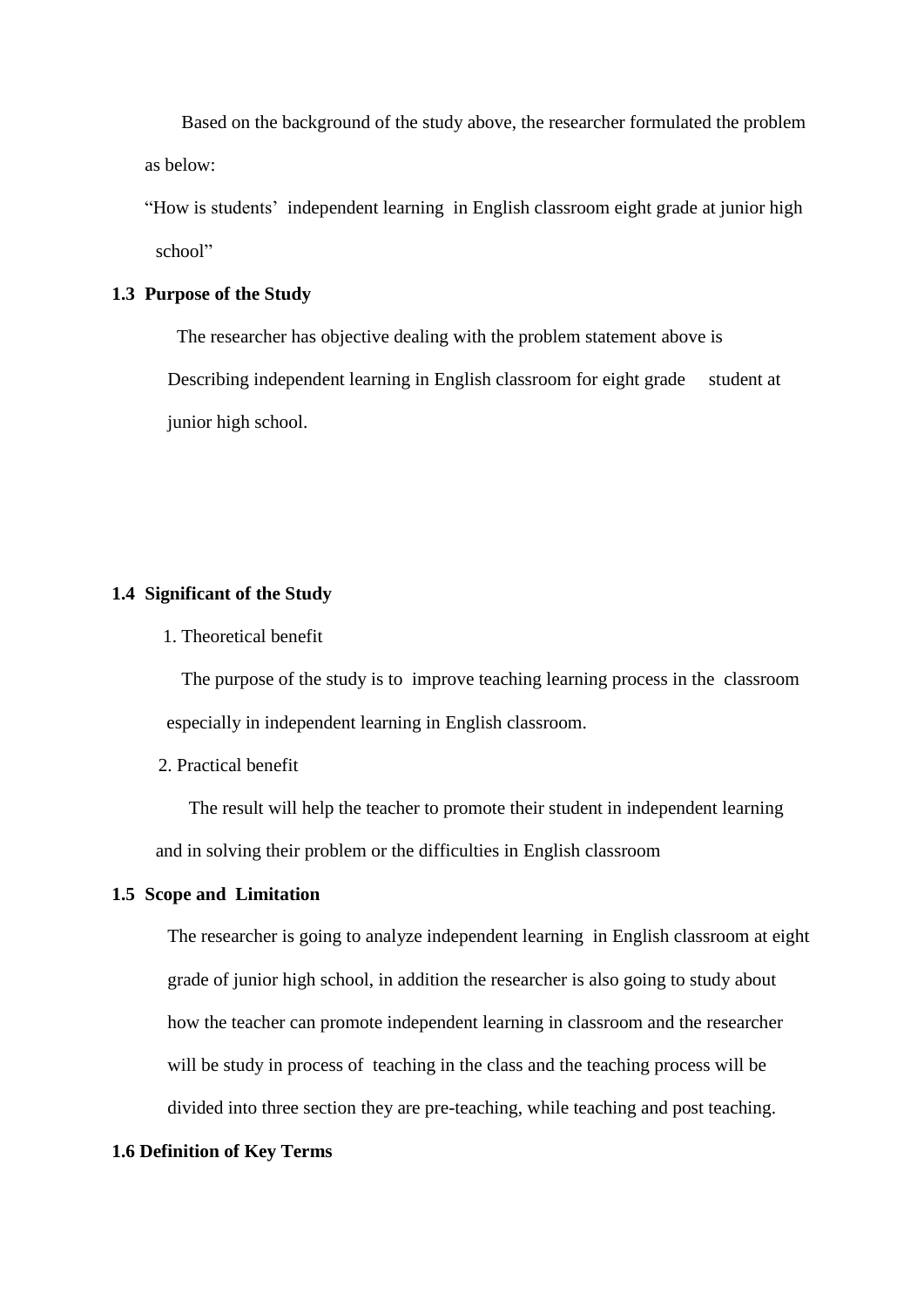Based on the background of the study above, the researcher formulated the problem as below:

"How is students' independent learning in English classroom eight grade at junior high school"

## 1.3 Purpose of the Study

The researcher has objective dealing with the problem statement above is Describing independent learning in English classroom for eight grade student at junior high school.

## 1.4 Significant of the Study

1. Theoretical benefit

   The purpose of the study is to improve teaching learning process in the classroom especially in independent learning in English classroom.

2. Practical benefit

   The result will help the teacher to promote their student in independent learning and in solving their problem or the difficulties in English classroom

## 1.5 Scope and Limitation

The researcher is going to analyze independent learning in English classroom at eight grade of junior high school, in addition the researcher is also going to study about how the teacher can promote independent learning in classroom and the researcher will be study in process of teaching in the class and the teaching process will be divided into three section they are pre-teaching, while teaching and post teaching.

## 1.6 Definition of Key Terms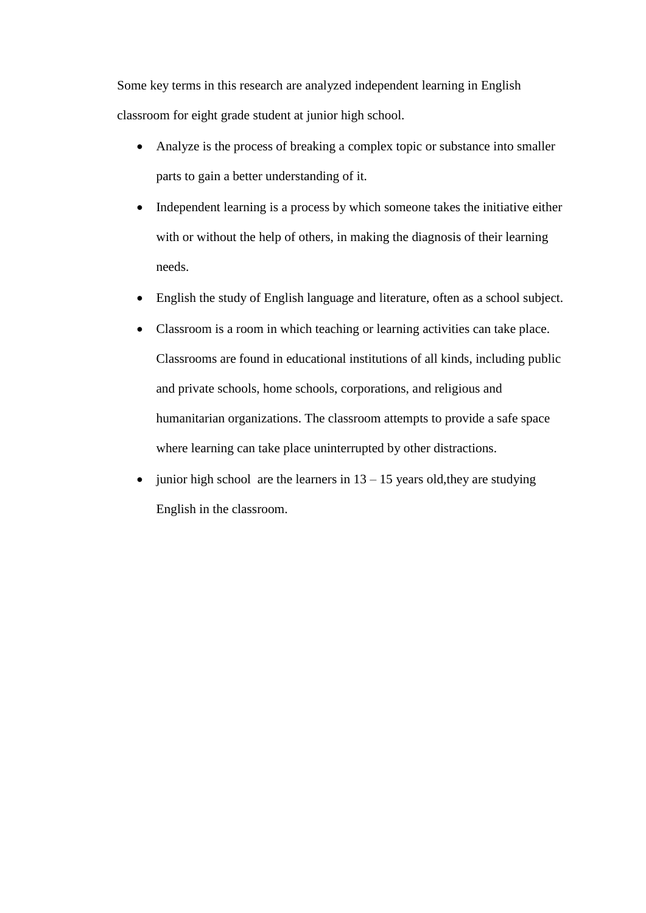Some key terms in this research are analyzed independent learning in English classroom for eight grade student at junior high school.

- Analyze is the process of breaking a complex topic or substance into smaller parts to gain a better understanding of it.
- Independent learning is a process by which someone takes the initiative either with or without the help of others, in making the diagnosis of their learning needs.
- English the study of English language and literature, often as a school subject.
- Classroom is a room in which teaching or learning activities can take place. Classrooms are found in educational institutions of all kinds, including public and private schools, home schools, corporations, and religious and humanitarian organizations. The classroom attempts to provide a safe space where learning can take place uninterrupted by other distractions.
- junior high school are the learners in 13 – 15 years old,they are studying English in the classroom.